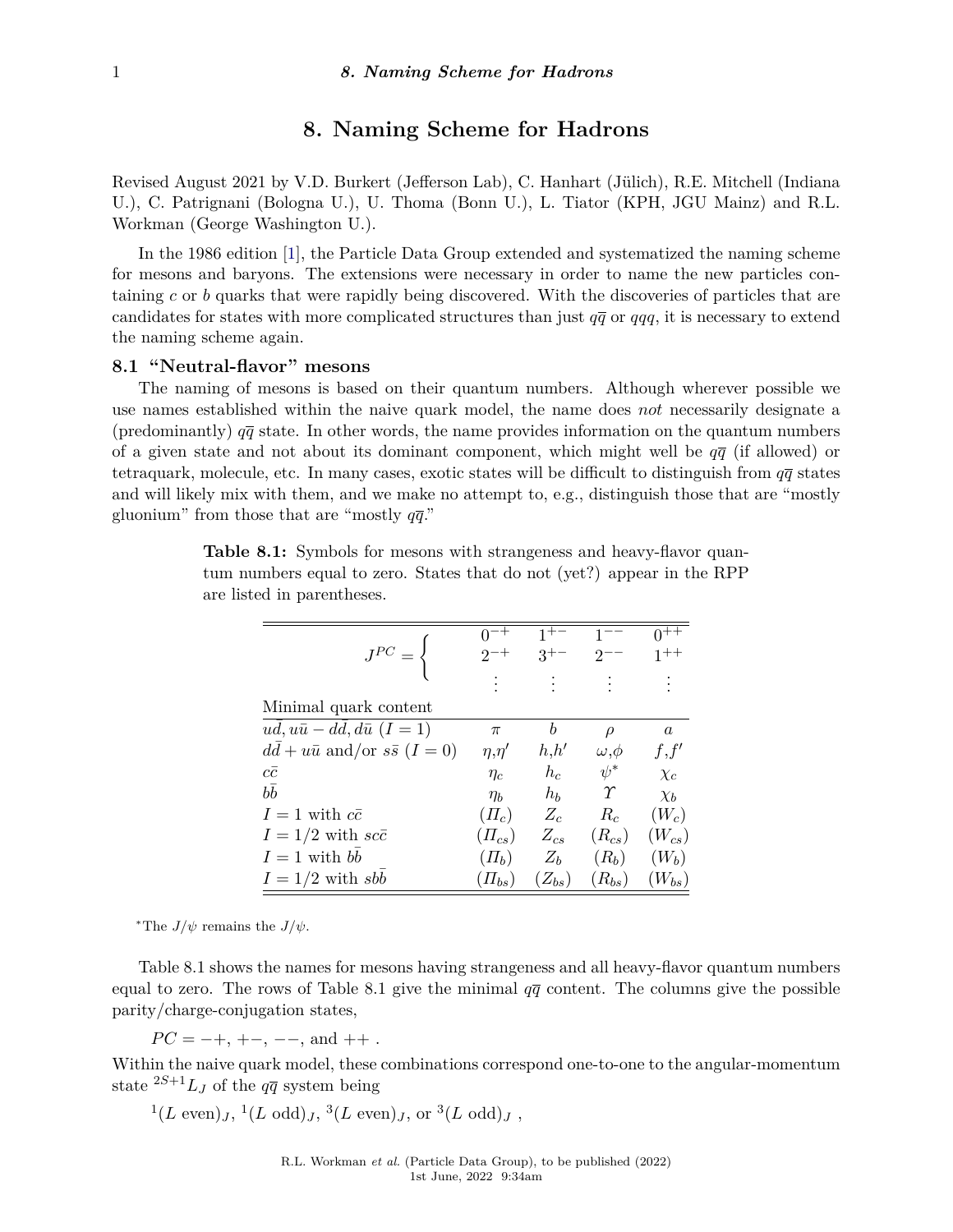# 8. Naming Scheme for Hadrons

Revised August 2021 by V.D. Burkert (Jefferson Lab), C. Hanhart (Jülich), R.E. Mitchell (Indiana U.), C. Patrignani (Bologna U.), U. Thoma (Bonn U.), L. Tiator (KPH, JGU Mainz) and R.L. Workman (George Washington U.).

In the 1986 edition [1], the Particle Data Group extended and systematized the naming scheme for mesons and baryons. The extensions were necessary in order to name the new particles containing $c$ or $b$ quarks that were rapidly being discovered. With the discoveries of particles that are candidates for states with more complicated structures than just $q\overline{q}$ or $qqq$, it is necessary to extend the naming scheme again.

## 8.1 "Neutral-flavor" mesons

The naming of mesons is based on their quantum numbers. Although wherever possible we use names established within the naive quark model, the name does *not* necessarily designate a (predominantly) $q\overline{q}$ state. In other words, the name provides information on the quantum numbers of a given state and not about its dominant component, which might well be $q\overline{q}$ (if allowed) or tetraquark, molecule, etc. In many cases, exotic states will be difficult to distinguish from $q\overline{q}$ states and will likely mix with them, and we make no attempt to, e.g., distinguish those that are "mostly gluonium" from those that are "mostly $q\overline{q}$."

**Table 8.1:** Symbols for mesons with strangeness and heavy-flavor quantum numbers equal to zero. States that do not (yet?) appear in the RPP are listed in parentheses.

| $J^{PC} = \{$ | $0^{-+}$, $2^{-+}$, ⋮ | $1^{+-}$, $3^{+-}$, ⋮ | $1^{--}$, $2^{--}$, ⋮ | $0^{++}$, $1^{++}$, ⋮ |
|---|---|---|---|---|
| Minimal quark content | | | | |
| $u\bar{d}, u\bar{u} - d\bar{d}, d\bar{u}$ $(I = 1)$ | $\pi$ | $b$ | $\rho$ | $a$ |
| $d\bar{d} + u\bar{u}$ and/or $s\bar{s}$ $(I = 0)$ | $\eta,\eta'$ | $h,h'$ | $\omega,\phi$ | $f,f'$ |
| $c\bar{c}$ | $\eta_c$ | $h_c$ | $\psi^*$ | $\chi_c$ |
| $b\bar{b}$ | $\eta_b$ | $h_b$ | $\Upsilon$ | $\chi_b$ |
| $I = 1$ with $c\bar{c}$ | $(\Pi_c)$ | $Z_c$ | $R_c$ | $(W_c)$ |
| $I = 1/2$ with $sc\bar{c}$ | $(\Pi_{cs})$ | $Z_{cs}$ | $(R_{cs})$ | $(W_{cs})$ |
| $I = 1$ with $b\bar{b}$ | $(\Pi_b)$ | $Z_b$ | $(R_b)$ | $(W_b)$ |
| $I = 1/2$ with $sb\bar{b}$ | $(\Pi_{bs})$ | $(Z_{bs})$ | $(R_{bs})$ | $(W_{bs})$ |

*The $J/\psi$ remains the $J/\psi$.

Table 8.1 shows the names for mesons having strangeness and all heavy-flavor quantum numbers equal to zero. The rows of Table 8.1 give the minimal $q\overline{q}$ content. The columns give the possible parity/charge-conjugation states,

$PC = -+, +-, --,$ and $++$ .

Within the naive quark model, these combinations correspond one-to-one to the angular-momentum state $^{2S+1}L_J$ of the $q\overline{q}$ system being

$^1(L\text{ even})_J$, $^1(L\text{ odd})_J$, $^3(L\text{ even})_J$, or $^3(L\text{ odd})_J$ ,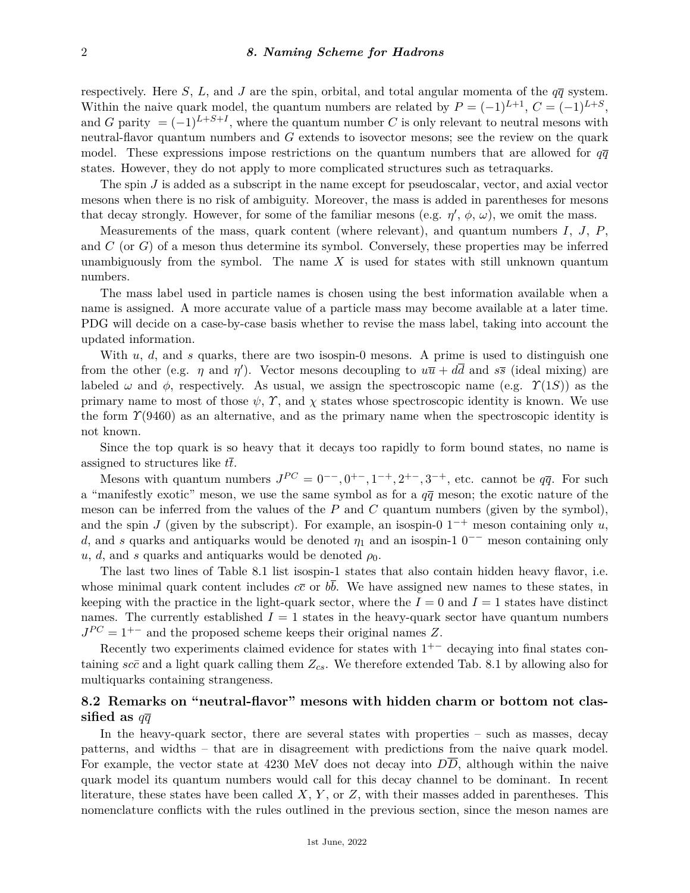respectively. Here $S$, $L$, and $J$ are the spin, orbital, and total angular momenta of the $q\overline{q}$ system. Within the naive quark model, the quantum numbers are related by $P = (-1)^{L+1}$, $C = (-1)^{L+S}$, and $G$ parity $= (-1)^{L+S+I}$, where the quantum number $C$ is only relevant to neutral mesons with neutral-flavor quantum numbers and $G$ extends to isovector mesons; see the review on the quark model. These expressions impose restrictions on the quantum numbers that are allowed for $q\overline{q}$ states. However, they do not apply to more complicated structures such as tetraquarks.

The spin $J$ is added as a subscript in the name except for pseudoscalar, vector, and axial vector mesons when there is no risk of ambiguity. Moreover, the mass is added in parentheses for mesons that decay strongly. However, for some of the familiar mesons (e.g. $\eta'$, $\phi$, $\omega$), we omit the mass.

Measurements of the mass, quark content (where relevant), and quantum numbers $I$, $J$, $P$, and $C$ (or $G$) of a meson thus determine its symbol. Conversely, these properties may be inferred unambiguously from the symbol. The name $X$ is used for states with still unknown quantum numbers.

The mass label used in particle names is chosen using the best information available when a name is assigned. A more accurate value of a particle mass may become available at a later time. PDG will decide on a case-by-case basis whether to revise the mass label, taking into account the updated information.

With $u$, $d$, and $s$ quarks, there are two isospin-0 mesons. A prime is used to distinguish one from the other (e.g. $\eta$ and $\eta'$). Vector mesons decoupling to $u\overline{u} + d\overline{d}$ and $s\overline{s}$ (ideal mixing) are labeled $\omega$ and $\phi$, respectively. As usual, we assign the spectroscopic name (e.g. $\Upsilon(1S)$) as the primary name to most of those $\psi$, $\Upsilon$, and $\chi$ states whose spectroscopic identity is known. We use the form $\Upsilon(9460)$ as an alternative, and as the primary name when the spectroscopic identity is not known.

Since the top quark is so heavy that it decays too rapidly to form bound states, no name is assigned to structures like $t\overline{t}$.

Mesons with quantum numbers $J^{PC} = 0^{--}, 0^{+-}, 1^{-+}, 2^{+-}, 3^{-+}$, etc. cannot be $q\overline{q}$. For such a "manifestly exotic" meson, we use the same symbol as for a $q\overline{q}$ meson; the exotic nature of the meson can be inferred from the values of the $P$ and $C$ quantum numbers (given by the symbol), and the spin $J$ (given by the subscript). For example, an isospin-0 $1^{-+}$ meson containing only $u$, $d$, and $s$ quarks and antiquarks would be denoted $\eta_1$ and an isospin-1 $0^{--}$ meson containing only $u$, $d$, and $s$ quarks and antiquarks would be denoted $\rho_0$.

The last two lines of Table 8.1 list isospin-1 states that also contain hidden heavy flavor, i.e. whose minimal quark content includes $c\overline{c}$ or $b\overline{b}$. We have assigned new names to these states, in keeping with the practice in the light-quark sector, where the $I = 0$ and $I = 1$ states have distinct names. The currently established $I = 1$ states in the heavy-quark sector have quantum numbers $J^{PC} = 1^{+-}$ and the proposed scheme keeps their original names $Z$.

Recently two experiments claimed evidence for states with $1^{+-}$ decaying into final states containing $sc\overline{c}$ and a light quark calling them $Z_{cs}$. We therefore extended Tab. 8.1 by allowing also for multiquarks containing strangeness.

## 8.2 Remarks on "neutral-flavor" mesons with hidden charm or bottom not classified as $q\overline{q}$

In the heavy-quark sector, there are several states with properties – such as masses, decay patterns, and widths – that are in disagreement with predictions from the naive quark model. For example, the vector state at 4230 MeV does not decay into $D\overline{D}$, although within the naive quark model its quantum numbers would call for this decay channel to be dominant. In recent literature, these states have been called $X$, $Y$, or $Z$, with their masses added in parentheses. This nomenclature conflicts with the rules outlined in the previous section, since the meson names are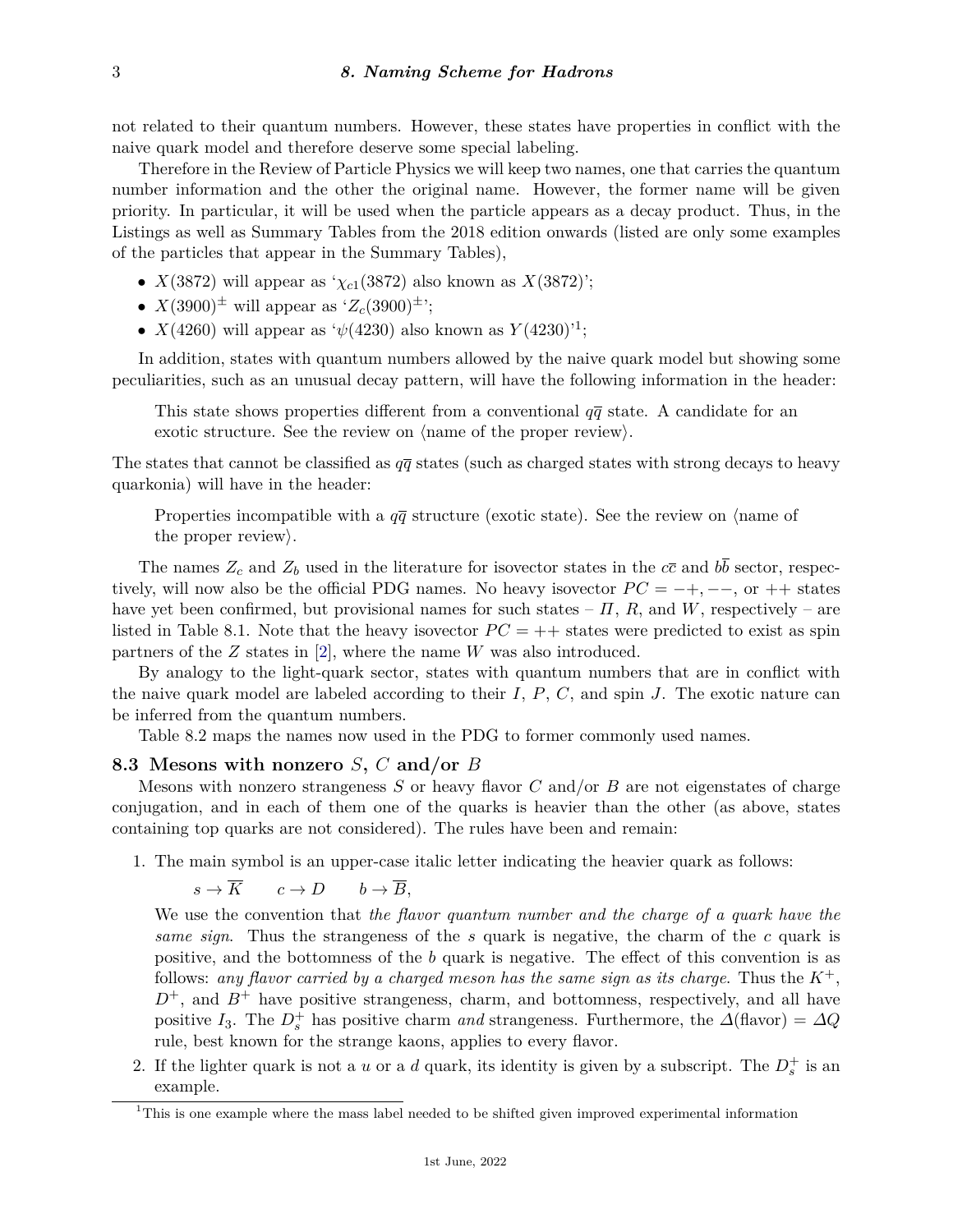not related to their quantum numbers. However, these states have properties in conflict with the naive quark model and therefore deserve some special labeling.

Therefore in the Review of Particle Physics we will keep two names, one that carries the quantum number information and the other the original name. However, the former name will be given priority. In particular, it will be used when the particle appears as a decay product. Thus, in the Listings as well as Summary Tables from the 2018 edition onwards (listed are only some examples of the particles that appear in the Summary Tables),

- $X(3872)$ will appear as '$\chi_{c1}(3872)$ also known as $X(3872)$';
- $X(3900)^{\pm}$ will appear as '$Z_c(3900)^{\pm}$';
- $X(4260)$ will appear as '$\psi(4230)$ also known as $Y(4230)$'[1];

In addition, states with quantum numbers allowed by the naive quark model but showing some peculiarities, such as an unusual decay pattern, will have the following information in the header:

> This state shows properties different from a conventional $q\overline{q}$ state. A candidate for an exotic structure. See the review on ⟨name of the proper review⟩.

The states that cannot be classified as $q\overline{q}$ states (such as charged states with strong decays to heavy quarkonia) will have in the header:

> Properties incompatible with a $q\overline{q}$ structure (exotic state). See the review on ⟨name of the proper review⟩.

The names $Z_c$ and $Z_b$ used in the literature for isovector states in the $c\overline{c}$ and $b\overline{b}$ sector, respectively, will now also be the official PDG names. No heavy isovector $PC = -+, --$, or $++$ states have yet been confirmed, but provisional names for such states – $\Pi$, $R$, and $W$, respectively – are listed in Table 8.1. Note that the heavy isovector $PC = ++$ states were predicted to exist as spin partners of the $Z$ states in [2], where the name $W$ was also introduced.

By analogy to the light-quark sector, states with quantum numbers that are in conflict with the naive quark model are labeled according to their $I$, $P$, $C$, and spin $J$. The exotic nature can be inferred from the quantum numbers.

Table 8.2 maps the names now used in the PDG to former commonly used names.

## 8.3 Mesons with nonzero $S$, $C$ and/or $B$

Mesons with nonzero strangeness $S$ or heavy flavor $C$ and/or $B$ are not eigenstates of charge conjugation, and in each of them one of the quarks is heavier than the other (as above, states containing top quarks are not considered). The rules have been and remain:

1. The main symbol is an upper-case italic letter indicating the heavier quark as follows:

   $s \to \overline{K} \qquad c \to D \qquad b \to \overline{B},$

   We use the convention that *the flavor quantum number and the charge of a quark have the same sign*. Thus the strangeness of the $s$ quark is negative, the charm of the $c$ quark is positive, and the bottomness of the $b$ quark is negative. The effect of this convention is as follows: *any flavor carried by a charged meson has the same sign as its charge*. Thus the $K^+$, $D^+$, and $B^+$ have positive strangeness, charm, and bottomness, respectively, and all have positive $I_3$. The $D_s^+$ has positive charm *and* strangeness. Furthermore, the $\Delta(\text{flavor}) = \Delta Q$ rule, best known for the strange kaons, applies to every flavor.

2. If the lighter quark is not a $u$ or a $d$ quark, its identity is given by a subscript. The $D_s^+$ is an example.

[1] This is one example where the mass label needed to be shifted given improved experimental information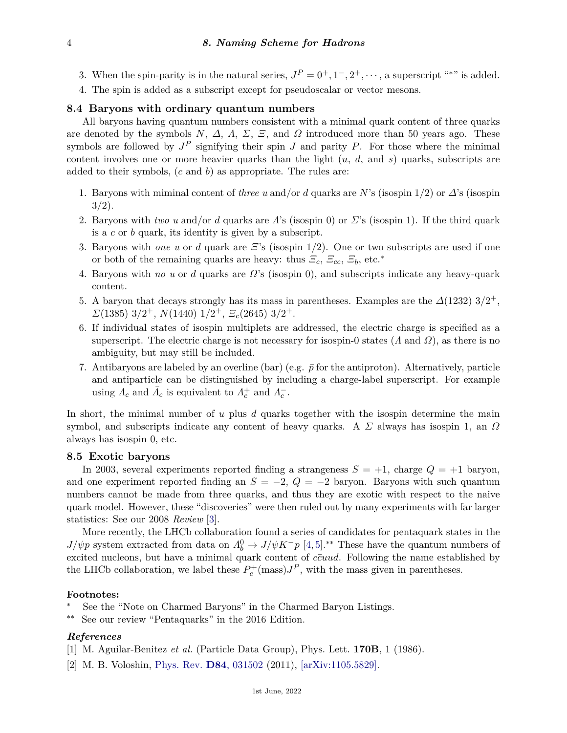3. When the spin-parity is in the natural series, $J^P = 0^+, 1^-, 2^+, \cdots$, a superscript "*" is added.
4. The spin is added as a subscript except for pseudoscalar or vector mesons.

## 8.4 Baryons with ordinary quantum numbers

All baryons having quantum numbers consistent with a minimal quark content of three quarks are denoted by the symbols $N$, $\Delta$, $\Lambda$, $\Sigma$, $\Xi$, and $\Omega$ introduced more than 50 years ago. These symbols are followed by $J^P$ signifying their spin $J$ and parity $P$. For those where the minimal content involves one or more heavier quarks than the light ($u$, $d$, and $s$) quarks, subscripts are added to their symbols, ($c$ and $b$) as appropriate. The rules are:

1. Baryons with miminal content of *three* $u$ and/or $d$ quarks are $N$'s (isospin 1/2) or $\Delta$'s (isospin 3/2).
2. Baryons with *two* $u$ and/or $d$ quarks are $\Lambda$'s (isospin 0) or $\Sigma$'s (isospin 1). If the third quark is a $c$ or $b$ quark, its identity is given by a subscript.
3. Baryons with *one* $u$ or $d$ quark are $\Xi$'s (isospin 1/2). One or two subscripts are used if one or both of the remaining quarks are heavy: thus $\Xi_c$, $\Xi_{cc}$, $\Xi_b$, etc.*
4. Baryons with *no* $u$ or $d$ quarks are $\Omega$'s (isospin 0), and subscripts indicate any heavy-quark content.
5. A baryon that decays strongly has its mass in parentheses. Examples are the $\Delta(1232)\ 3/2^+$, $\Sigma(1385)\ 3/2^+$, $N(1440)\ 1/2^+$, $\Xi_c(2645)\ 3/2^+$.
6. If individual states of isospin multiplets are addressed, the electric charge is specified as a superscript. The electric charge is not necessary for isospin-0 states ($\Lambda$ and $\Omega$), as there is no ambiguity, but may still be included.
7. Antibaryons are labeled by an overline (bar) (e.g. $\bar{p}$ for the antiproton). Alternatively, particle and antiparticle can be distinguished by including a charge-label superscript. For example using $\Lambda_c$ and $\bar{\Lambda}_c$ is equivalent to $\Lambda_c^+$ and $\Lambda_c^-$.

In short, the minimal number of $u$ plus $d$ quarks together with the isospin determine the main symbol, and subscripts indicate any content of heavy quarks. A $\Sigma$ always has isospin 1, an $\Omega$ always has isospin 0, etc.

## 8.5 Exotic baryons

In 2003, several experiments reported finding a strangeness $S = +1$, charge $Q = +1$ baryon, and one experiment reported finding an $S = -2$, $Q = -2$ baryon. Baryons with such quantum numbers cannot be made from three quarks, and thus they are exotic with respect to the naive quark model. However, these "discoveries" were then ruled out by many experiments with far larger statistics: See our 2008 *Review* [3].

More recently, the LHCb collaboration found a series of candidates for pentaquark states in the $J/\psi p$ system extracted from data on $\Lambda_b^0 \to J/\psi K^- p$ [4,5].** These have the quantum numbers of excited nucleons, but have a minimal quark content of $c\bar{c}uud$. Following the name established by the LHCb collaboration, we label these $P_c^+(\text{mass})J^P$, with the mass given in parentheses.

**Footnotes:**

* See the "Note on Charmed Baryons" in the Charmed Baryon Listings.

** See our review "Pentaquarks" in the 2016 Edition.

***References***

[1] M. Aguilar-Benitez *et al.* (Particle Data Group), Phys. Lett. **170B**, 1 (1986).

[2] M. B. Voloshin, Phys. Rev. **D84**, 031502 (2011), [arXiv:1105.5829].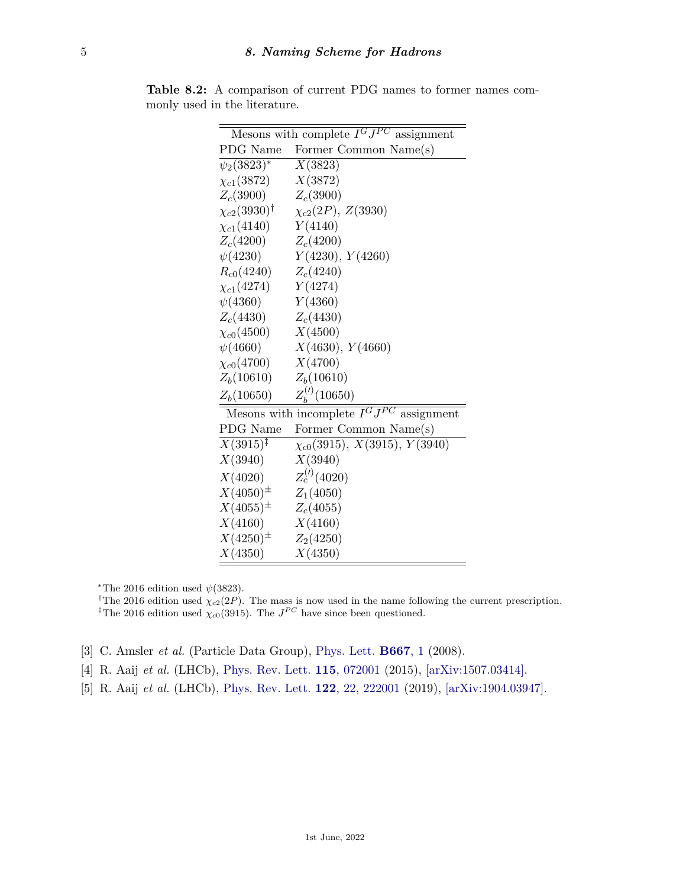**Table 8.2:** A comparison of current PDG names to former names commonly used in the literature.

| Mesons with complete $I^G J^{PC}$ assignment | |
|---|---|
| PDG Name | Former Common Name(s) |
| $\psi_2(3823)^*$ | $X(3823)$ |
| $\chi_{c1}(3872)$ | $X(3872)$ |
| $Z_c(3900)$ | $Z_c(3900)$ |
| $\chi_{c2}(3930)^\dagger$ | $\chi_{c2}(2P)$, $Z(3930)$ |
| $\chi_{c1}(4140)$ | $Y(4140)$ |
| $Z_c(4200)$ | $Z_c(4200)$ |
| $\psi(4230)$ | $Y(4230)$, $Y(4260)$ |
| $R_{c0}(4240)$ | $Z_c(4240)$ |
| $\chi_{c1}(4274)$ | $Y(4274)$ |
| $\psi(4360)$ | $Y(4360)$ |
| $Z_c(4430)$ | $Z_c(4430)$ |
| $\chi_{c0}(4500)$ | $X(4500)$ |
| $\psi(4660)$ | $X(4630)$, $Y(4660)$ |
| $\chi_{c0}(4700)$ | $X(4700)$ |
| $Z_b(10610)$ | $Z_b(10610)$ |
| $Z_b(10650)$ | $Z_b^{(\prime)}(10650)$ |
| **Mesons with incomplete $I^G J^{PC}$ assignment** | |
| PDG Name | Former Common Name(s) |
| $X(3915)^\ddagger$ | $\chi_{c0}(3915)$, $X(3915)$, $Y(3940)$ |
| $X(3940)$ | $X(3940)$ |
| $X(4020)$ | $Z_c^{(\prime)}(4020)$ |
| $X(4050)^\pm$ | $Z_1(4050)$ |
| $X(4055)^\pm$ | $Z_c(4055)$ |
| $X(4160)$ | $X(4160)$ |
| $X(4250)^\pm$ | $Z_2(4250)$ |
| $X(4350)$ | $X(4350)$ |

$^*$The 2016 edition used $\psi(3823)$.
$^\dagger$The 2016 edition used $\chi_{c2}(2P)$. The mass is now used in the name following the current prescription.
$^\ddagger$The 2016 edition used $\chi_{c0}(3915)$. The $J^{PC}$ have since been questioned.

[3] C. Amsler *et al.* (Particle Data Group), Phys. Lett. **B667**, 1 (2008).

[4] R. Aaij *et al.* (LHCb), Phys. Rev. Lett. **115**, 072001 (2015), [arXiv:1507.03414].

[5] R. Aaij *et al.* (LHCb), Phys. Rev. Lett. **122**, 22, 222001 (2019), [arXiv:1904.03947].